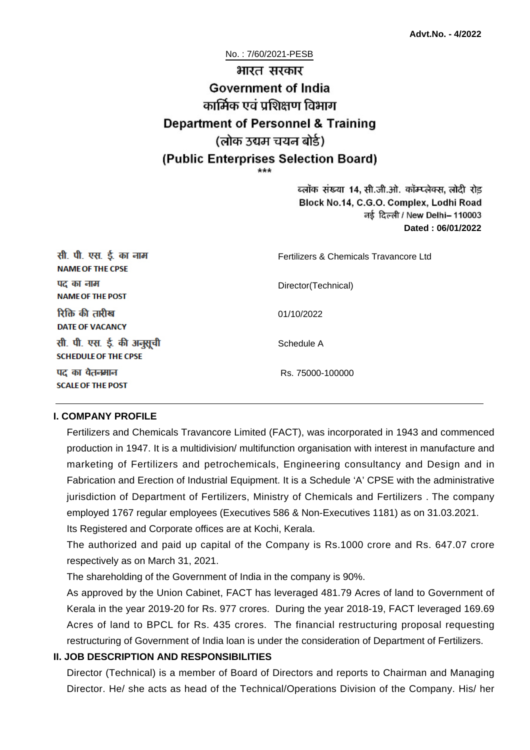**Advt.No. - 4/2022**

No. : 7/60/2021-PESB

# भारत सरकार
# Government of India
## कार्मिक एवं प्रशिक्षण विभाग
## Department of Personnel & Training
## (लोक उद्यम चयन बोर्ड)
## (Public Enterprises Selection Board)

\*\*\*

ब्लॉक संख्या 14, सी.जी.ओ. कॉम्प्लेक्स, लोदी रोड़
Block No.14, C.G.O. Complex, Lodhi Road
नई दिल्ली / New Delhi– 110003
**Dated : 06/01/2022**

| | |
|---|---|
| सी. पी. एस. ई. का नाम<br>**NAME OF THE CPSE** | Fertilizers & Chemicals Travancore Ltd |
| पद का नाम<br>**NAME OF THE POST** | Director(Technical) |
| रिक्ति की तारीख<br>**DATE OF VACANCY** | 01/10/2022 |
| सी. पी. एस. ई. की अनुसूची<br>**SCHEDULE OF THE CPSE** | Schedule A |
| पद का वेतनमान<br>**SCALE OF THE POST** | Rs. 75000-100000 |

### I. COMPANY PROFILE

Fertilizers and Chemicals Travancore Limited (FACT), was incorporated in 1943 and commenced production in 1947. It is a multidivision/ multifunction organisation with interest in manufacture and marketing of Fertilizers and petrochemicals, Engineering consultancy and Design and in Fabrication and Erection of Industrial Equipment. It is a Schedule 'A' CPSE with the administrative jurisdiction of Department of Fertilizers, Ministry of Chemicals and Fertilizers . The company employed 1767 regular employees (Executives 586 & Non-Executives 1181) as on 31.03.2021.

Its Registered and Corporate offices are at Kochi, Kerala.

The authorized and paid up capital of the Company is Rs.1000 crore and Rs. 647.07 crore respectively as on March 31, 2021.

The shareholding of the Government of India in the company is 90%.

As approved by the Union Cabinet, FACT has leveraged 481.79 Acres of land to Government of Kerala in the year 2019-20 for Rs. 977 crores. During the year 2018-19, FACT leveraged 169.69 Acres of land to BPCL for Rs. 435 crores. The financial restructuring proposal requesting restructuring of Government of India loan is under the consideration of Department of Fertilizers.

### II. JOB DESCRIPTION AND RESPONSIBILITIES

Director (Technical) is a member of Board of Directors and reports to Chairman and Managing Director. He/ she acts as head of the Technical/Operations Division of the Company. His/ her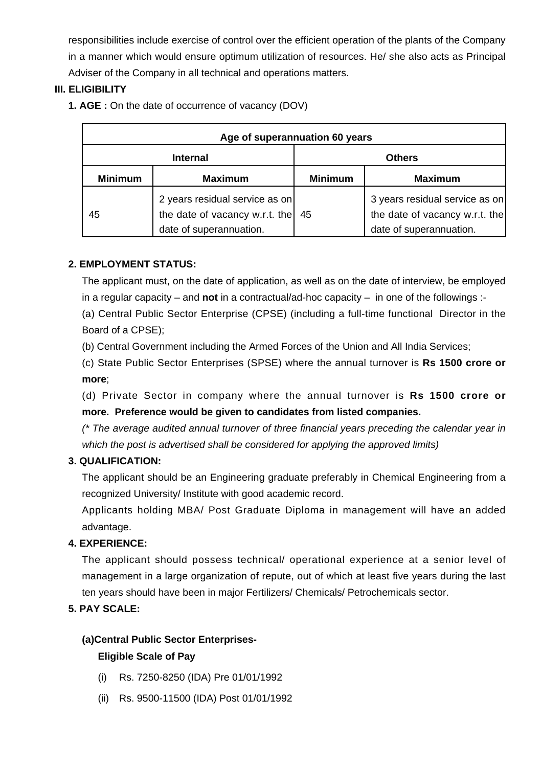responsibilities include exercise of control over the efficient operation of the plants of the Company in a manner which would ensure optimum utilization of resources. He/ she also acts as Principal Adviser of the Company in all technical and operations matters.

### III. ELIGIBILITY

**1. AGE :** On the date of occurrence of vacancy (DOV)

| Age of superannuation 60 years | | | |
|---|---|---|---|
| **Internal** | | **Others** | |
| **Minimum** | **Maximum** | **Minimum** | **Maximum** |
| 45 | 2 years residual service as on the date of vacancy w.r.t. the date of superannuation. | 45 | 3 years residual service as on the date of vacancy w.r.t. the date of superannuation. |

**2. EMPLOYMENT STATUS:**

The applicant must, on the date of application, as well as on the date of interview, be employed in a regular capacity – and **not** in a contractual/ad-hoc capacity – in one of the followings :-

(a) Central Public Sector Enterprise (CPSE) (including a full-time functional Director in the Board of a CPSE);

(b) Central Government including the Armed Forces of the Union and All India Services;

(c) State Public Sector Enterprises (SPSE) where the annual turnover is **Rs 1500 crore or more**;

(d) Private Sector in company where the annual turnover is **Rs 1500 crore or more. Preference would be given to candidates from listed companies.**

*(* The average audited annual turnover of three financial years preceding the calendar year in which the post is advertised shall be considered for applying the approved limits)*

**3. QUALIFICATION:**

The applicant should be an Engineering graduate preferably in Chemical Engineering from a recognized University/ Institute with good academic record.

Applicants holding MBA/ Post Graduate Diploma in management will have an added advantage.

**4. EXPERIENCE:**

The applicant should possess technical/ operational experience at a senior level of management in a large organization of repute, out of which at least five years during the last ten years should have been in major Fertilizers/ Chemicals/ Petrochemicals sector.

**5. PAY SCALE:**

**(a)Central Public Sector Enterprises-**

**Eligible Scale of Pay**

(i) Rs. 7250-8250 (IDA) Pre 01/01/1992

(ii) Rs. 9500-11500 (IDA) Post 01/01/1992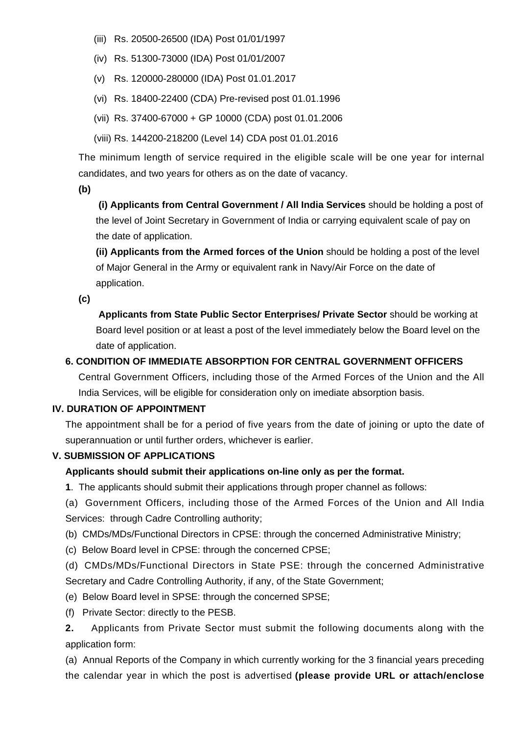(iii) Rs. 20500-26500 (IDA) Post 01/01/1997

(iv) Rs. 51300-73000 (IDA) Post 01/01/2007

(v) Rs. 120000-280000 (IDA) Post 01.01.2017

(vi) Rs. 18400-22400 (CDA) Pre-revised post 01.01.1996

(vii) Rs. 37400-67000 + GP 10000 (CDA) post 01.01.2006

(viii) Rs. 144200-218200 (Level 14) CDA post 01.01.2016

The minimum length of service required in the eligible scale will be one year for internal candidates, and two years for others as on the date of vacancy.

**(b)**

**(i) Applicants from Central Government / All India Services** should be holding a post of the level of Joint Secretary in Government of India or carrying equivalent scale of pay on the date of application.

**(ii) Applicants from the Armed forces of the Union** should be holding a post of the level of Major General in the Army or equivalent rank in Navy/Air Force on the date of application.

**(c)**

**Applicants from State Public Sector Enterprises/ Private Sector** should be working at Board level position or at least a post of the level immediately below the Board level on the date of application.

**6. CONDITION OF IMMEDIATE ABSORPTION FOR CENTRAL GOVERNMENT OFFICERS**

Central Government Officers, including those of the Armed Forces of the Union and the All India Services, will be eligible for consideration only on imediate absorption basis.

## IV. DURATION OF APPOINTMENT

The appointment shall be for a period of five years from the date of joining or upto the date of superannuation or until further orders, whichever is earlier.

## V. SUBMISSION OF APPLICATIONS

**Applicants should submit their applications on-line only as per the format.**

**1**. The applicants should submit their applications through proper channel as follows:

(a) Government Officers, including those of the Armed Forces of the Union and All India Services: through Cadre Controlling authority;

(b) CMDs/MDs/Functional Directors in CPSE: through the concerned Administrative Ministry;

(c) Below Board level in CPSE: through the concerned CPSE;

(d) CMDs/MDs/Functional Directors in State PSE: through the concerned Administrative Secretary and Cadre Controlling Authority, if any, of the State Government;

(e) Below Board level in SPSE: through the concerned SPSE;

(f) Private Sector: directly to the PESB.

**2.** Applicants from Private Sector must submit the following documents along with the application form:

(a) Annual Reports of the Company in which currently working for the 3 financial years preceding the calendar year in which the post is advertised **(please provide URL or attach/enclose**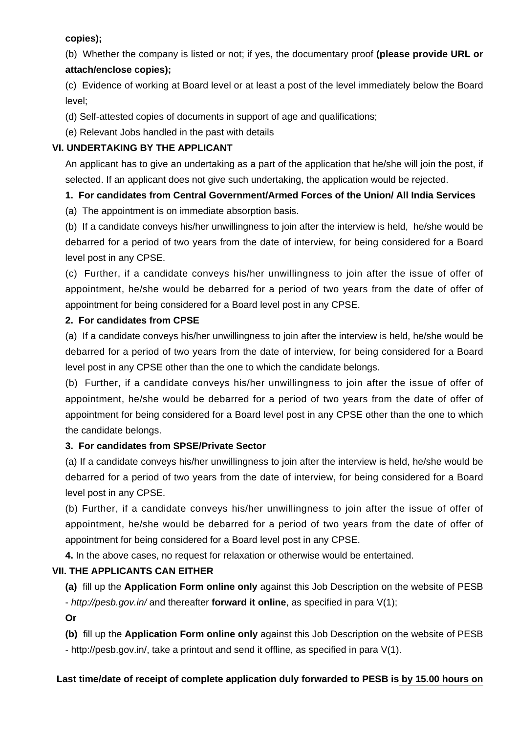**copies);**

(b) Whether the company is listed or not; if yes, the documentary proof **(please provide URL or attach/enclose copies);**

(c) Evidence of working at Board level or at least a post of the level immediately below the Board level;

(d) Self-attested copies of documents in support of age and qualifications;

(e) Relevant Jobs handled in the past with details

**VI. UNDERTAKING BY THE APPLICANT**

An applicant has to give an undertaking as a part of the application that he/she will join the post, if selected. If an applicant does not give such undertaking, the application would be rejected.

**1. For candidates from Central Government/Armed Forces of the Union/ All India Services**

(a) The appointment is on immediate absorption basis.

(b) If a candidate conveys his/her unwillingness to join after the interview is held, he/she would be debarred for a period of two years from the date of interview, for being considered for a Board level post in any CPSE.

(c) Further, if a candidate conveys his/her unwillingness to join after the issue of offer of appointment, he/she would be debarred for a period of two years from the date of offer of appointment for being considered for a Board level post in any CPSE.

**2. For candidates from CPSE**

(a) If a candidate conveys his/her unwillingness to join after the interview is held, he/she would be debarred for a period of two years from the date of interview, for being considered for a Board level post in any CPSE other than the one to which the candidate belongs.

(b) Further, if a candidate conveys his/her unwillingness to join after the issue of offer of appointment, he/she would be debarred for a period of two years from the date of offer of appointment for being considered for a Board level post in any CPSE other than the one to which the candidate belongs.

**3. For candidates from SPSE/Private Sector**

(a) If a candidate conveys his/her unwillingness to join after the interview is held, he/she would be debarred for a period of two years from the date of interview, for being considered for a Board level post in any CPSE.

(b) Further, if a candidate conveys his/her unwillingness to join after the issue of offer of appointment, he/she would be debarred for a period of two years from the date of offer of appointment for being considered for a Board level post in any CPSE.

**4.** In the above cases, no request for relaxation or otherwise would be entertained.

**VII. THE APPLICANTS CAN EITHER**

**(a)** fill up the **Application Form online only** against this Job Description on the website of PESB - *http://pesb.gov.in/* and thereafter **forward it online**, as specified in para V(1);

**Or**

**(b)** fill up the **Application Form online only** against this Job Description on the website of PESB - http://pesb.gov.in/, take a printout and send it offline, as specified in para V(1).

**Last time/date of receipt of complete application duly forwarded to PESB is by 15.00 hours on**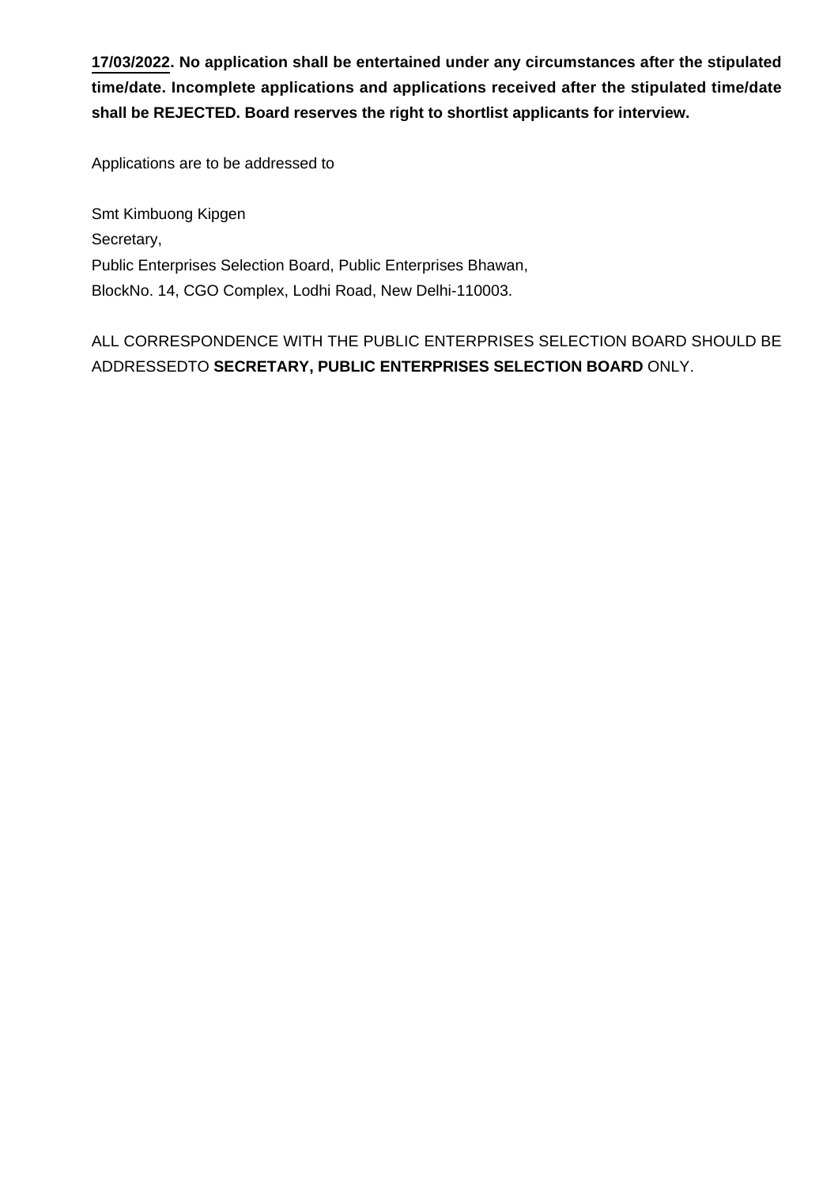**17/03/2022. No application shall be entertained under any circumstances after the stipulated time/date. Incomplete applications and applications received after the stipulated time/date shall be REJECTED. Board reserves the right to shortlist applicants for interview.**

Applications are to be addressed to

Smt Kimbuong Kipgen
Secretary,
Public Enterprises Selection Board, Public Enterprises Bhawan,
BlockNo. 14, CGO Complex, Lodhi Road, New Delhi-110003.

ALL CORRESPONDENCE WITH THE PUBLIC ENTERPRISES SELECTION BOARD SHOULD BE ADDRESSEDTO **SECRETARY, PUBLIC ENTERPRISES SELECTION BOARD** ONLY.